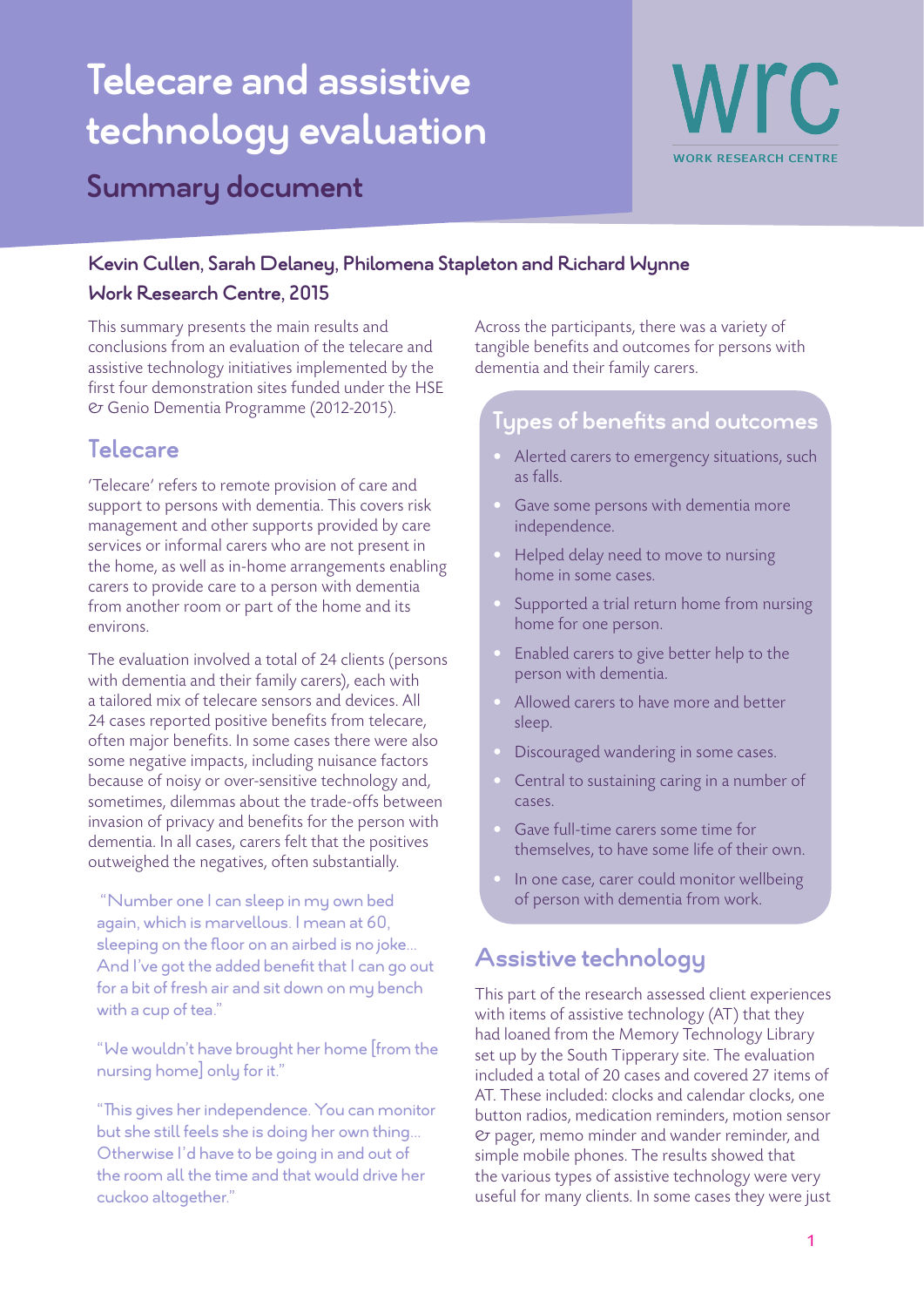# Telecare and assistive technology evaluation

## Summary document

WRC
WORK RESEARCH CENTRE

**Kevin Cullen, Sarah Delaney, Philomena Stapleton and Richard Wynne**
**Work Research Centre, 2015**

This summary presents the main results and conclusions from an evaluation of the telecare and assistive technology initiatives implemented by the first four demonstration sites funded under the HSE & Genio Dementia Programme (2012-2015).

## Telecare

'Telecare' refers to remote provision of care and support to persons with dementia. This covers risk management and other supports provided by care services or informal carers who are not present in the home, as well as in-home arrangements enabling carers to provide care to a person with dementia from another room or part of the home and its environs.

The evaluation involved a total of 24 clients (persons with dementia and their family carers), each with a tailored mix of telecare sensors and devices. All 24 cases reported positive benefits from telecare, often major benefits. In some cases there were also some negative impacts, including nuisance factors because of noisy or over-sensitive technology and, sometimes, dilemmas about the trade-offs between invasion of privacy and benefits for the person with dementia. In all cases, carers felt that the positives outweighed the negatives, often substantially.

> "Number one I can sleep in my own bed again, which is marvellous. I mean at 60, sleeping on the floor on an airbed is no joke... And I've got the added benefit that I can go out for a bit of fresh air and sit down on my bench with a cup of tea."

> "We wouldn't have brought her home [from the nursing home] only for it."

> "This gives her independence. You can monitor but she still feels she is doing her own thing... Otherwise I'd have to be going in and out of the room all the time and that would drive her cuckoo altogether."

Across the participants, there was a variety of tangible benefits and outcomes for persons with dementia and their family carers.

### Types of benefits and outcomes

- Alerted carers to emergency situations, such as falls.
- Gave some persons with dementia more independence.
- Helped delay need to move to nursing home in some cases.
- Supported a trial return home from nursing home for one person.
- Enabled carers to give better help to the person with dementia.
- Allowed carers to have more and better sleep.
- Discouraged wandering in some cases.
- Central to sustaining caring in a number of cases.
- Gave full-time carers some time for themselves, to have some life of their own.
- In one case, carer could monitor wellbeing of person with dementia from work.

## Assistive technology

This part of the research assessed client experiences with items of assistive technology (AT) that they had loaned from the Memory Technology Library set up by the South Tipperary site. The evaluation included a total of 20 cases and covered 27 items of AT. These included: clocks and calendar clocks, one button radios, medication reminders, motion sensor & pager, memo minder and wander reminder, and simple mobile phones. The results showed that the various types of assistive technology were very useful for many clients. In some cases they were just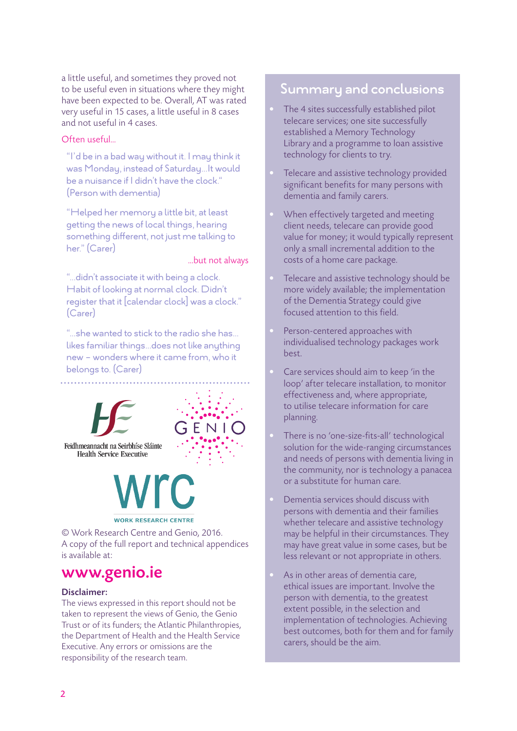a little useful, and sometimes they proved not to be useful even in situations where they might have been expected to be. Overall, AT was rated very useful in 15 cases, a little useful in 8 cases and not useful in 4 cases.

Often useful...

"I'd be in a bad way without it. I may think it was Monday, instead of Saturday...It would be a nuisance if I didn't have the clock." (Person with dementia)

"Helped her memory a little bit, at least getting the news of local things, hearing something different, not just me talking to her." (Carer)

...but not always

"...didn't associate it with being a clock. Habit of looking at normal clock. Didn't register that it [calendar clock] was a clock." (Carer)

"...she wanted to stick to the radio she has... likes familiar things...does not like anything new – wonders where it came from, who it belongs to. (Carer)

Feidhmeannacht na Seirbhíse Sláinte
Health Service Executive

GENIO

wrc
WORK RESEARCH CENTRE

© Work Research Centre and Genio, 2016.
A copy of the full report and technical appendices is available at:

## www.genio.ie

**Disclaimer:**
The views expressed in this report should not be taken to represent the views of Genio, the Genio Trust or of its funders; the Atlantic Philanthropies, the Department of Health and the Health Service Executive. Any errors or omissions are the responsibility of the research team.

## Summary and conclusions

- The 4 sites successfully established pilot telecare services; one site successfully established a Memory Technology Library and a programme to loan assistive technology for clients to try.
- Telecare and assistive technology provided significant benefits for many persons with dementia and family carers.
- When effectively targeted and meeting client needs, telecare can provide good value for money; it would typically represent only a small incremental addition to the costs of a home care package.
- Telecare and assistive technology should be more widely available; the implementation of the Dementia Strategy could give focused attention to this field.
- Person-centered approaches with individualised technology packages work best.
- Care services should aim to keep 'in the loop' after telecare installation, to monitor effectiveness and, where appropriate, to utilise telecare information for care planning.
- There is no 'one-size-fits-all' technological solution for the wide-ranging circumstances and needs of persons with dementia living in the community, nor is technology a panacea or a substitute for human care.
- Dementia services should discuss with persons with dementia and their families whether telecare and assistive technology may be helpful in their circumstances. They may have great value in some cases, but be less relevant or not appropriate in others.
- As in other areas of dementia care, ethical issues are important. Involve the person with dementia, to the greatest extent possible, in the selection and implementation of technologies. Achieving best outcomes, both for them and for family carers, should be the aim.